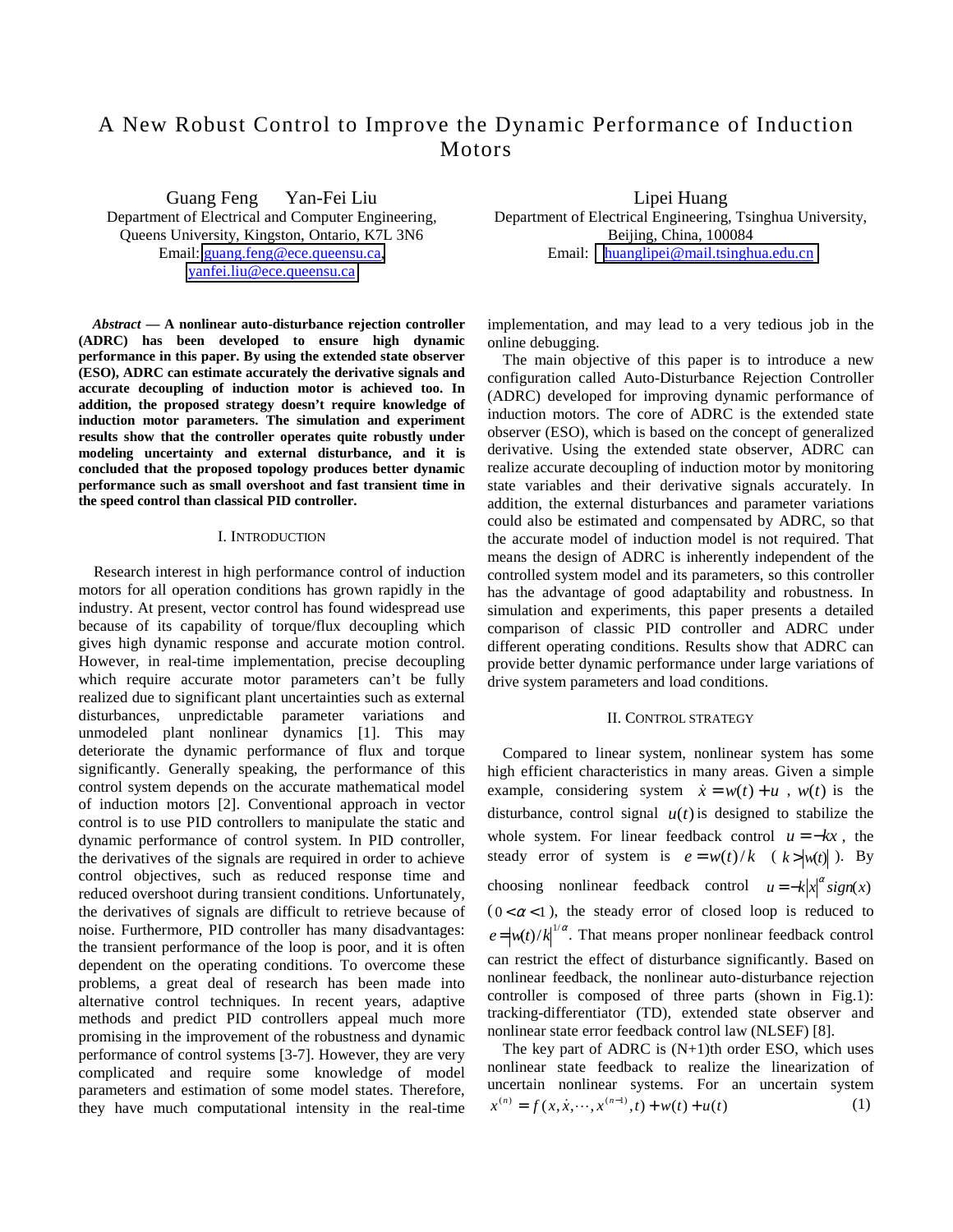# A New Robust Control to Improve the Dynamic Performance of Induction Motors

Guang Feng Yan-Fei Liu
Department of Electrical and Computer Engineering,
Queens University, Kingston, Ontario, K7L 3N6
Email: guang.feng@ece.queensu.ca,
yanfei.liu@ece.queensu.ca

Lipei Huang
Department of Electrical Engineering, Tsinghua University,
Beijing, China, 100084
Email: huanglipei@mail.tsinghua.edu.cn

***Abstract*** **— A nonlinear auto-disturbance rejection controller (ADRC) has been developed to ensure high dynamic performance in this paper. By using the extended state observer (ESO), ADRC can estimate accurately the derivative signals and accurate decoupling of induction motor is achieved too. In addition, the proposed strategy doesn't require knowledge of induction motor parameters. The simulation and experiment results show that the controller operates quite robustly under modeling uncertainty and external disturbance, and it is concluded that the proposed topology produces better dynamic performance such as small overshoot and fast transient time in the speed control than classical PID controller.**

## I. Introduction

Research interest in high performance control of induction motors for all operation conditions has grown rapidly in the industry. At present, vector control has found widespread use because of its capability of torque/flux decoupling which gives high dynamic response and accurate motion control. However, in real-time implementation, precise decoupling which require accurate motor parameters can't be fully realized due to significant plant uncertainties such as external disturbances, unpredictable parameter variations and unmodeled plant nonlinear dynamics [1]. This may deteriorate the dynamic performance of flux and torque significantly. Generally speaking, the performance of this control system depends on the accurate mathematical model of induction motors [2]. Conventional approach in vector control is to use PID controllers to manipulate the static and dynamic performance of control system. In PID controller, the derivatives of the signals are required in order to achieve control objectives, such as reduced response time and reduced overshoot during transient conditions. Unfortunately, the derivatives of signals are difficult to retrieve because of noise. Furthermore, PID controller has many disadvantages: the transient performance of the loop is poor, and it is often dependent on the operating conditions. To overcome these problems, a great deal of research has been made into alternative control techniques. In recent years, adaptive methods and predict PID controllers appeal much more promising in the improvement of the robustness and dynamic performance of control systems [3-7]. However, they are very complicated and require some knowledge of model parameters and estimation of some model states. Therefore, they have much computational intensity in the real-time implementation, and may lead to a very tedious job in the online debugging.

The main objective of this paper is to introduce a new configuration called Auto-Disturbance Rejection Controller (ADRC) developed for improving dynamic performance of induction motors. The core of ADRC is the extended state observer (ESO), which is based on the concept of generalized derivative. Using the extended state observer, ADRC can realize accurate decoupling of induction motor by monitoring state variables and their derivative signals accurately. In addition, the external disturbances and parameter variations could also be estimated and compensated by ADRC, so that the accurate model of induction model is not required. That means the design of ADRC is inherently independent of the controlled system model and its parameters, so this controller has the advantage of good adaptability and robustness. In simulation and experiments, this paper presents a detailed comparison of classic PID controller and ADRC under different operating conditions. Results show that ADRC can provide better dynamic performance under large variations of drive system parameters and load conditions.

## II. Control Strategy

Compared to linear system, nonlinear system has some high efficient characteristics in many areas. Given a simple example, considering system $\dot{x} = w(t) + u$ , $w(t)$ is the disturbance, control signal $u(t)$ is designed to stabilize the whole system. For linear feedback control $u = -kx$ , the steady error of system is $e = w(t)/k$ ( $k > |w(t)|$ ). By choosing nonlinear feedback control $u = -k|x|^{\alpha} sign(x)$ ( $0 < \alpha < 1$ ), the steady error of closed loop is reduced to $e = |w(t)/k|^{1/\alpha}$. That means proper nonlinear feedback control can restrict the effect of disturbance significantly. Based on nonlinear feedback, the nonlinear auto-disturbance rejection controller is composed of three parts (shown in Fig.1): tracking-differentiator (TD), extended state observer and nonlinear state error feedback control law (NLSEF) [8].

The key part of ADRC is (N+1)th order ESO, which uses nonlinear state feedback to realize the linearization of uncertain nonlinear systems. For an uncertain system

$$x^{(n)} = f(x, \dot{x}, \cdots, x^{(n-1)}, t) + w(t) + u(t) \tag{1}$$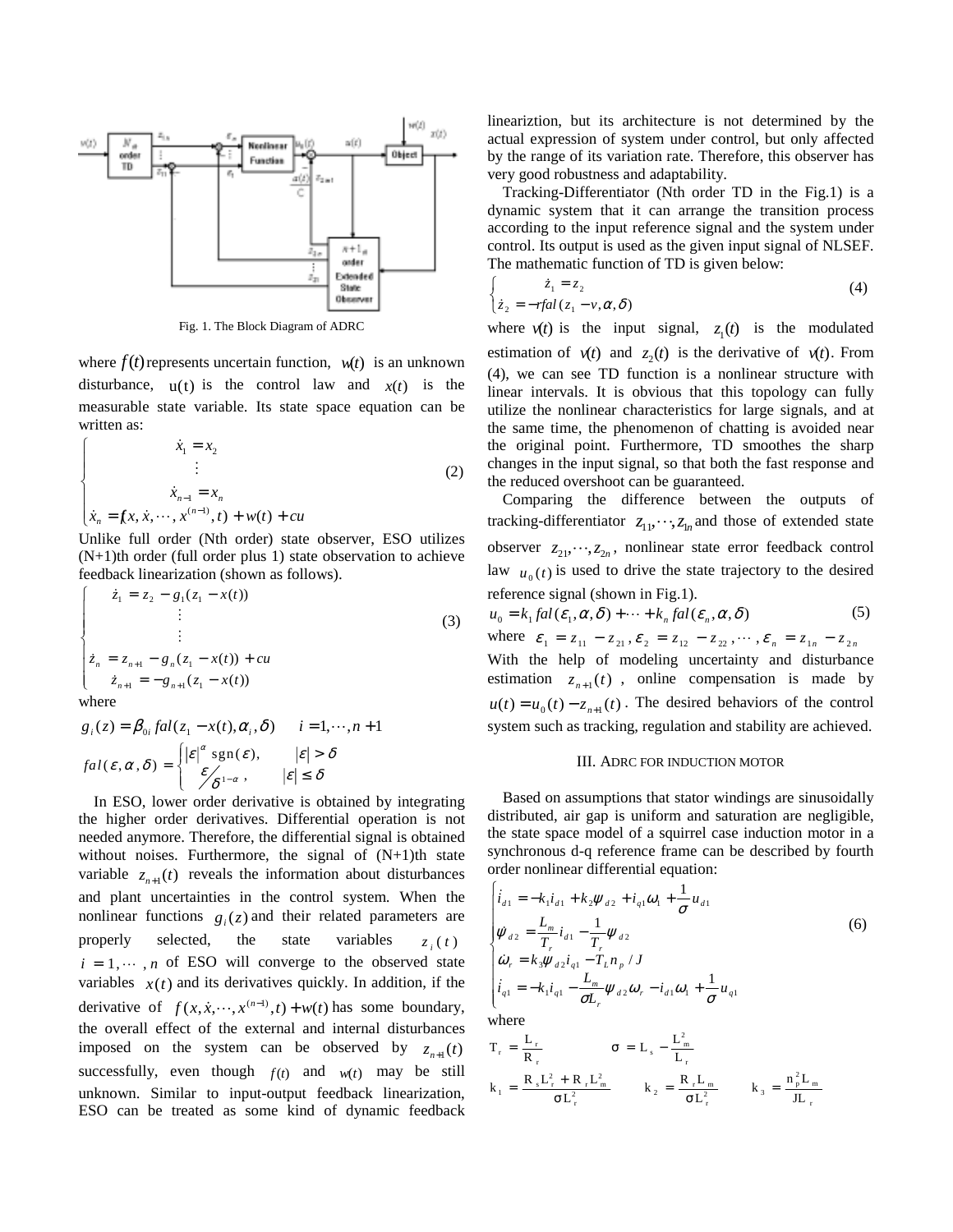Fig. 1. The Block Diagram of ADRC

where $f(t)$ represents uncertain function, $w(t)$ is an unknown disturbance, $u(t)$ is the control law and $x(t)$ is the measurable state variable. Its state space equation can be written as:

$$
\begin{cases}
\dot{x}_1 = x_2 \\
\quad\vdots \\
\dot{x}_{n-1} = x_n \\
\dot{x}_n = f(x, \dot{x}, \cdots, x^{(n-1)}, t) + w(t) + cu
\end{cases} \tag{2}
$$

Unlike full order (Nth order) state observer, ESO utilizes (N+1)th order (full order plus 1) state observation to achieve feedback linearization (shown as follows).

$$
\begin{cases}
\dot{z}_1 = z_2 - g_1(z_1 - x(t)) \\
\quad\vdots \\
\quad\vdots \\
\dot{z}_n = z_{n+1} - g_n(z_1 - x(t)) + cu \\
\dot{z}_{n+1} = -g_{n+1}(z_1 - x(t))
\end{cases} \tag{3}
$$

where

$$
g_i(z) = \beta_{0i} fal(z_1 - x(t), \alpha_i, \delta) \qquad i = 1, \cdots, n+1
$$

$$
fal(\varepsilon, \alpha, \delta) = \begin{cases} |\varepsilon|^{\alpha} \operatorname{sgn}(\varepsilon), & |\varepsilon| > \delta \\ \varepsilon / \delta^{1-\alpha}, & |\varepsilon| \le \delta \end{cases}
$$

In ESO, lower order derivative is obtained by integrating the higher order derivatives. Differential operation is not needed anymore. Therefore, the differential signal is obtained without noises. Furthermore, the signal of (N+1)th state variable $z_{n+1}(t)$ reveals the information about disturbances and plant uncertainties in the control system. When the nonlinear functions $g_i(z)$ and their related parameters are properly selected, the state variables $z_i(t)$ $i = 1, \cdots, n$ of ESO will converge to the observed state variables $x(t)$ and its derivatives quickly. In addition, if the derivative of $f(x, \dot{x}, \cdots, x^{(n-1)}, t) + w(t)$ has some boundary, the overall effect of the external and internal disturbances imposed on the system can be observed by $z_{n+1}(t)$ successfully, even though $f(t)$ and $w(t)$ may be still unknown. Similar to input-output feedback linearization, ESO can be treated as some kind of dynamic feedback lineariztion, but its architecture is not determined by the actual expression of system under control, but only affected by the range of its variation rate. Therefore, this observer has very good robustness and adaptability.

Tracking-Differentiator (Nth order TD in the Fig.1) is a dynamic system that it can arrange the transition process according to the input reference signal and the system under control. Its output is used as the given input signal of NLSEF. The mathematic function of TD is given below:

$$
\begin{cases}
\dot{z}_1 = z_2 \\
\dot{z}_2 = -rfal(z_1 - v, \alpha, \delta)
\end{cases} \tag{4}
$$

where $v(t)$ is the input signal, $z_1(t)$ is the modulated estimation of $v(t)$ and $z_2(t)$ is the derivative of $v(t)$. From (4), we can see TD function is a nonlinear structure with linear intervals. It is obvious that this topology can fully utilize the nonlinear characteristics for large signals, and at the same time, the phenomenon of chatting is avoided near the original point. Furthermore, TD smoothes the sharp changes in the input signal, so that both the fast response and the reduced overshoot can be guaranteed.

Comparing the difference between the outputs of tracking-differentiator $z_{11}, \cdots, z_{1n}$ and those of extended state observer $z_{21}, \cdots, z_{2n}$, nonlinear state error feedback control law $u_0(t)$ is used to drive the state trajectory to the desired reference signal (shown in Fig.1).

$$
u_0 = k_1 fal(\varepsilon_1, \alpha, \delta) + \cdots + k_n fal(\varepsilon_n, \alpha, \delta) \tag{5}
$$

where $\varepsilon_1 = z_{11} - z_{21}, \varepsilon_2 = z_{12} - z_{22}, \cdots, \varepsilon_n = z_{1n} - z_{2n}$

With the help of modeling uncertainty and disturbance estimation $z_{n+1}(t)$, online compensation is made by $u(t) = u_0(t) - z_{n+1}(t)$. The desired behaviors of the control system such as tracking, regulation and stability are achieved.

## III. ADRC for Induction Motor

Based on assumptions that stator windings are sinusoidally distributed, air gap is uniform and saturation are negligible, the state space model of a squirrel case induction motor in a synchronous d-q reference frame can be described by fourth order nonlinear differential equation:

$$
\begin{cases}
\dot{i}_{d1} = -k_1 i_{d1} + k_2 \psi_{d2} + i_{q1}\omega_1 + \dfrac{1}{\sigma} u_{d1} \\
\dot{\psi}_{d2} = \dfrac{L_m}{T_r} i_{d1} - \dfrac{1}{T_r} \psi_{d2} \\
\dot{\omega}_r = k_3 \psi_{d2} i_{q1} - T_L n_p / J \\
\dot{i}_{q1} = -k_1 i_{q1} - \dfrac{L_m}{\sigma L_r} \psi_{d2} \omega_r - i_{d1}\omega_1 + \dfrac{1}{\sigma} u_{q1}
\end{cases} \tag{6}
$$

where

$$
T_r = \frac{L_r}{R_r} \qquad \sigma = L_s - \frac{L_m^2}{L_r}
$$

$$
k_1 = \frac{R_s L_r^2 + R_r L_m^2}{\sigma L_r^2} \qquad k_2 = \frac{R_r L_m}{\sigma L_r^2} \qquad k_3 = \frac{n_p^2 L_m}{J L_r}
$$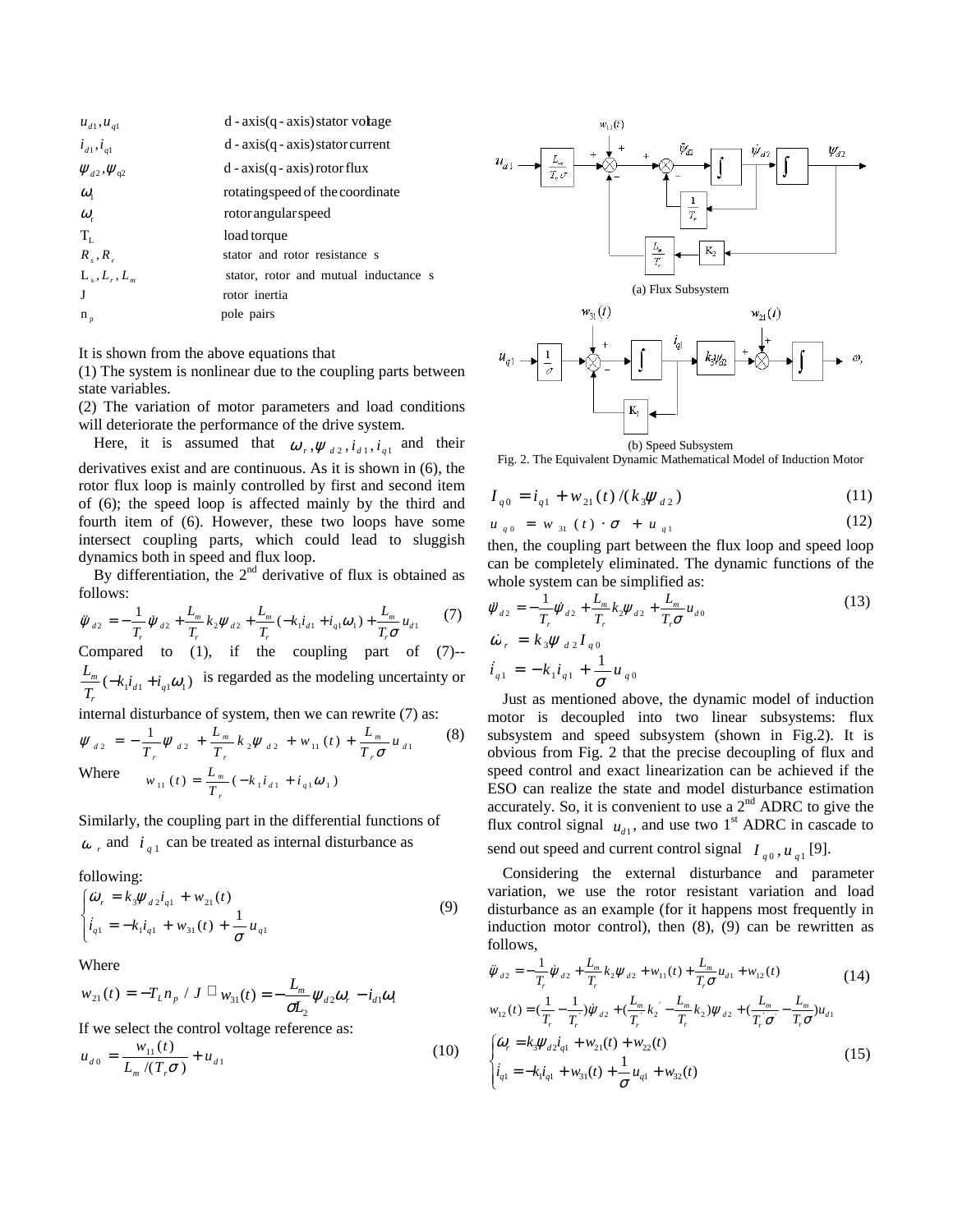| | |
|---|---|
| $u_{d1}, u_{q1}$ | d-axis(q-axis) stator voltage |
| $i_{d1}, i_{q1}$ | d-axis(q-axis) stator current |
| $\psi_{d2}, \psi_{q2}$ | d-axis(q-axis) rotor flux |
| $\omega_1$ | rotating speed of the coordinate |
| $\omega_r$ | rotor angular speed |
| $T_L$ | load torque |
| $R_s, R_r$ | stator and rotor resistance s |
| $L_s, L_r, L_m$ | stator, rotor and mutual inductance s |
| J | rotor inertia |
| $n_p$ | pole pairs |

It is shown from the above equations that

(1) The system is nonlinear due to the coupling parts between state variables.

(2) The variation of motor parameters and load conditions will deteriorate the performance of the drive system.

Here, it is assumed that $\omega_r, \psi_{d2}, i_{d1}, i_{q1}$ and their derivatives exist and are continuous. As it is shown in (6), the rotor flux loop is mainly controlled by first and second item of (6); the speed loop is affected mainly by the third and fourth item of (6). However, these two loops have some intersect coupling parts, which could lead to sluggish dynamics both in speed and flux loop.

By differentiation, the 2nd derivative of flux is obtained as follows:

$$\ddot{\psi}_{d2} = -\frac{1}{T_r}\dot{\psi}_{d2} + \frac{L_m}{T_r}k_2\psi_{d2} + \frac{L_m}{T_r}(-k_1 i_{d1} + i_{q1}\omega_1) + \frac{L_m}{T_r\sigma}u_{d1} \quad (7)$$

Compared to (1), if the coupling part of (7)-- $\frac{L_m}{T_r}(-k_1 i_{d1} + i_{q1}\omega_1)$ is regarded as the modeling uncertainty or internal disturbance of system, then we can rewrite (7) as:

$$\ddot{\psi}_{d2} = -\frac{1}{T_r}\dot{\psi}_{d2} + \frac{L_m}{T_r}k_2\psi_{d2} + w_{11}(t) + \frac{L_m}{T_r\sigma}u_{d1} \quad (8)$$

Where $w_{11}(t) = \frac{L_m}{T_r}(-k_1 i_{d1} + i_{q1}\omega_1)$

Similarly, the coupling part in the differential functions of $\omega_r$ and $i_{q1}$ can be treated as internal disturbance as following:

$$\begin{cases} \dot{\omega}_r = k_3\psi_{d2}i_{q1} + w_{21}(t) \\ \dot{i}_{q1} = -k_1 i_{q1} + w_{31}(t) + \frac{1}{\sigma}u_{q1} \end{cases} \quad (9)$$

Where

$$w_{21}(t) = -T_L n_p / J \quad w_{31}(t) = -\frac{L_m}{\sigma L_2}\psi_{d2}\omega_r - i_{d1}\omega_1$$

If we select the control voltage reference as:

$$u_{d0} = \frac{w_{11}(t)}{L_m/(T_r\sigma)} + u_{d1} \quad (10)$$

(a) Flux Subsystem

(b) Speed Subsystem

Fig. 2. The Equivalent Dynamic Mathematical Model of Induction Motor

$$I_{q0} = i_{q1} + w_{21}(t)/(k_3\psi_{d2}) \quad (11)$$

$$u_{q0} = w_{31}(t)\cdot\sigma + u_{q1} \quad (12)$$

then, the coupling part between the flux loop and speed loop can be completely eliminated. The dynamic functions of the whole system can be simplified as:

$$\begin{aligned} \ddot{\psi}_{d2} &= -\frac{1}{T_r}\dot{\psi}_{d2} + \frac{L_m}{T_r}k_2\psi_{d2} + \frac{L_m}{T_r\sigma}u_{d0} \\ \dot{\omega}_r &= k_3\psi_{d2}I_{q0} \\ \dot{i}_{q1} &= -k_1 i_{q1} + \frac{1}{\sigma}u_{q0} \end{aligned} \quad (13)$$

Just as mentioned above, the dynamic model of induction motor is decoupled into two linear subsystems: flux subsystem and speed subsystem (shown in Fig.2). It is obvious from Fig. 2 that the precise decoupling of flux and speed control and exact linearization can be achieved if the ESO can realize the state and model disturbance estimation accurately. So, it is convenient to use a 2nd ADRC to give the flux control signal $u_{d1}$, and use two 1st ADRC in cascade to send out speed and current control signal $I_{q0}, u_{q1}$ [9].

Considering the external disturbance and parameter variation, we use the rotor resistant variation and load disturbance as an example (for it happens most frequently in induction motor control), then (8), (9) can be rewritten as follows,

$$\ddot{\psi}_{d2} = -\frac{1}{T_r}\dot{\psi}_{d2} + \frac{L_m}{T_r}k_2\psi_{d2} + w_{11}(t) + \frac{L_m}{T_r\sigma}u_{d1} + w_{12}(t) \quad (14)$$

$$w_{12}(t) = \left(\frac{1}{T_r} - \frac{1}{T_r'}\right)\dot{\psi}_{d2} + \left(\frac{L_m}{T_r'}k_2' - \frac{L_m}{T_r}k_2\right)\psi_{d2} + \left(\frac{L_m}{T_r'\sigma'} - \frac{L_m}{T_r\sigma}\right)u_{d1}$$

$$\begin{cases} \dot{\omega}_r = k_3\psi_{d2}i_{q1} + w_{21}(t) + w_{22}(t) \\ \dot{i}_{q1} = -k_1 i_{q1} + w_{31}(t) + \frac{1}{\sigma}u_{q1} + w_{32}(t) \end{cases} \quad (15)$$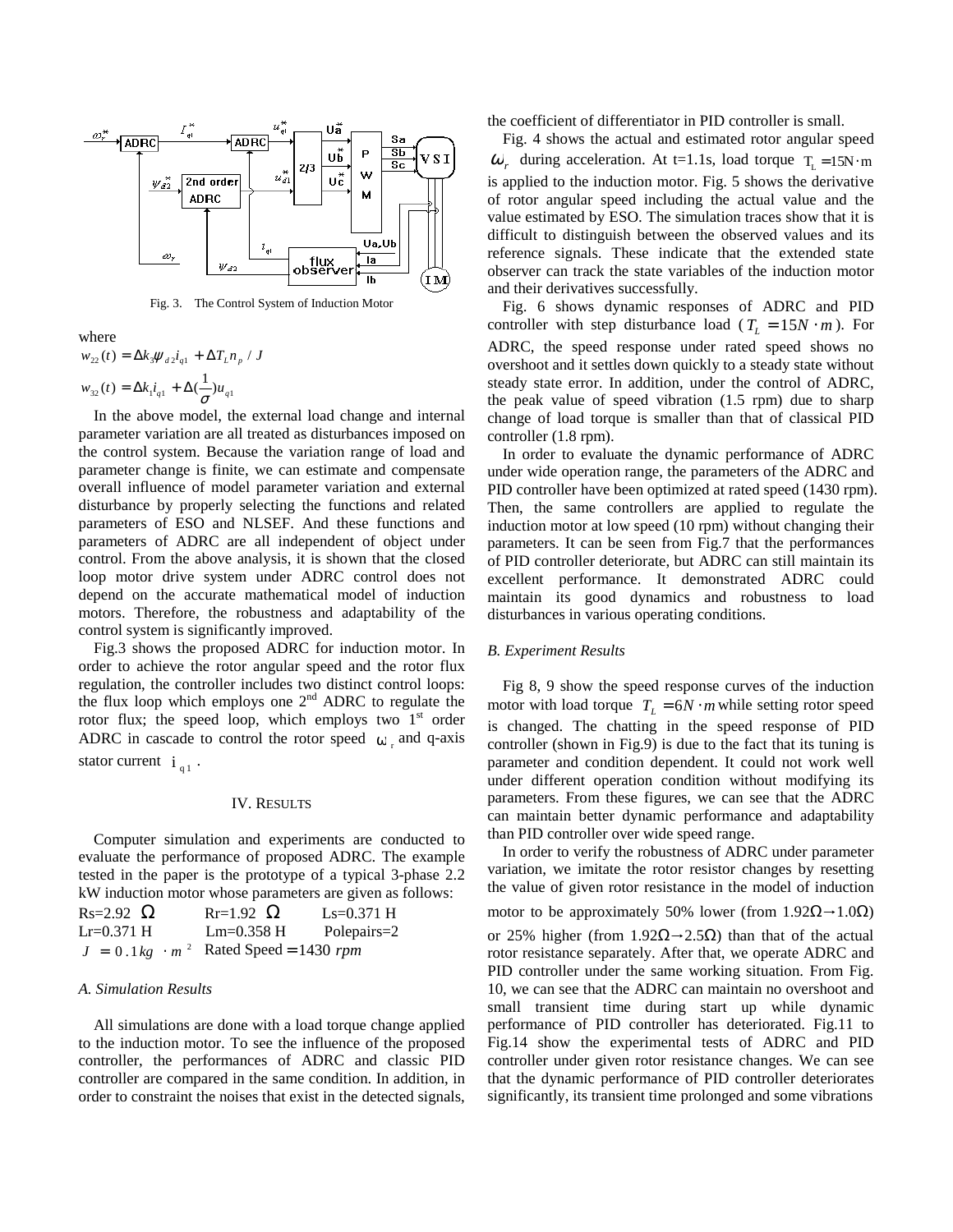Fig. 3. The Control System of Induction Motor

where

$$w_{22}(t) = \Delta k_3 \psi_{d2} i_{q1} + \Delta T_L n_p / J$$

$$w_{32}(t) = \Delta k_1 i_{q1} + \Delta(\frac{1}{\sigma}) u_{q1}$$

In the above model, the external load change and internal parameter variation are all treated as disturbances imposed on the control system. Because the variation range of load and parameter change is finite, we can estimate and compensate overall influence of model parameter variation and external disturbance by properly selecting the functions and related parameters of ESO and NLSEF. And these functions and parameters of ADRC are all independent of object under control. From the above analysis, it is shown that the closed loop motor drive system under ADRC control does not depend on the accurate mathematical model of induction motors. Therefore, the robustness and adaptability of the control system is significantly improved.

Fig.3 shows the proposed ADRC for induction motor. In order to achieve the rotor angular speed and the rotor flux regulation, the controller includes two distinct control loops: the flux loop which employs one 2nd ADRC to regulate the rotor flux; the speed loop, which employs two 1st order ADRC in cascade to control the rotor speed $\omega_r$ and q-axis stator current $i_{q1}$.

## IV. RESULTS

Computer simulation and experiments are conducted to evaluate the performance of proposed ADRC. The example tested in the paper is the prototype of a typical 3-phase 2.2 kW induction motor whose parameters are given as follows:

Rs=2.92 $\Omega$ Rr=1.92 $\Omega$ Ls=0.371 H
Lr=0.371 H Lm=0.358 H Polepairs=2
$J = 0.1 kg \cdot m^2$ Rated Speed $= 1430\ rpm$

### A. Simulation Results

All simulations are done with a load torque change applied to the induction motor. To see the influence of the proposed controller, the performances of ADRC and classic PID controller are compared in the same condition. In addition, in order to constraint the noises that exist in the detected signals, the coefficient of differentiator in PID controller is small.

Fig. 4 shows the actual and estimated rotor angular speed $\omega_r$ during acceleration. At t=1.1s, load torque $T_L = 15N \cdot m$ is applied to the induction motor. Fig. 5 shows the derivative of rotor angular speed including the actual value and the value estimated by ESO. The simulation traces show that it is difficult to distinguish between the observed values and its reference signals. These indicate that the extended state observer can track the state variables of the induction motor and their derivatives successfully.

Fig. 6 shows dynamic responses of ADRC and PID controller with step disturbance load ($T_L = 15N \cdot m$). For ADRC, the speed response under rated speed shows no overshoot and it settles down quickly to a steady state without steady state error. In addition, under the control of ADRC, the peak value of speed vibration (1.5 rpm) due to sharp change of load torque is smaller than that of classical PID controller (1.8 rpm).

In order to evaluate the dynamic performance of ADRC under wide operation range, the parameters of the ADRC and PID controller have been optimized at rated speed (1430 rpm). Then, the same controllers are applied to regulate the induction motor at low speed (10 rpm) without changing their parameters. It can be seen from Fig.7 that the performances of PID controller deteriorate, but ADRC can still maintain its excellent performance. It demonstrated ADRC could maintain its good dynamics and robustness to load disturbances in various operating conditions.

### B. Experiment Results

Fig 8, 9 show the speed response curves of the induction motor with load torque $T_L = 6N \cdot m$ while setting rotor speed is changed. The chatting in the speed response of PID controller (shown in Fig.9) is due to the fact that its tuning is parameter and condition dependent. It could not work well under different operation condition without modifying its parameters. From these figures, we can see that the ADRC can maintain better dynamic performance and adaptability than PID controller over wide speed range.

In order to verify the robustness of ADRC under parameter variation, we imitate the rotor resistor changes by resetting the value of given rotor resistance in the model of induction motor to be approximately 50% lower (from 1.92Ω→1.0Ω) or 25% higher (from 1.92Ω→2.5Ω) than that of the actual rotor resistance separately. After that, we operate ADRC and PID controller under the same working situation. From Fig. 10, we can see that the ADRC can maintain no overshoot and small transient time during start up while dynamic performance of PID controller has deteriorated. Fig.11 to Fig.14 show the experimental tests of ADRC and PID controller under given rotor resistance changes. We can see that the dynamic performance of PID controller deteriorates significantly, its transient time prolonged and some vibrations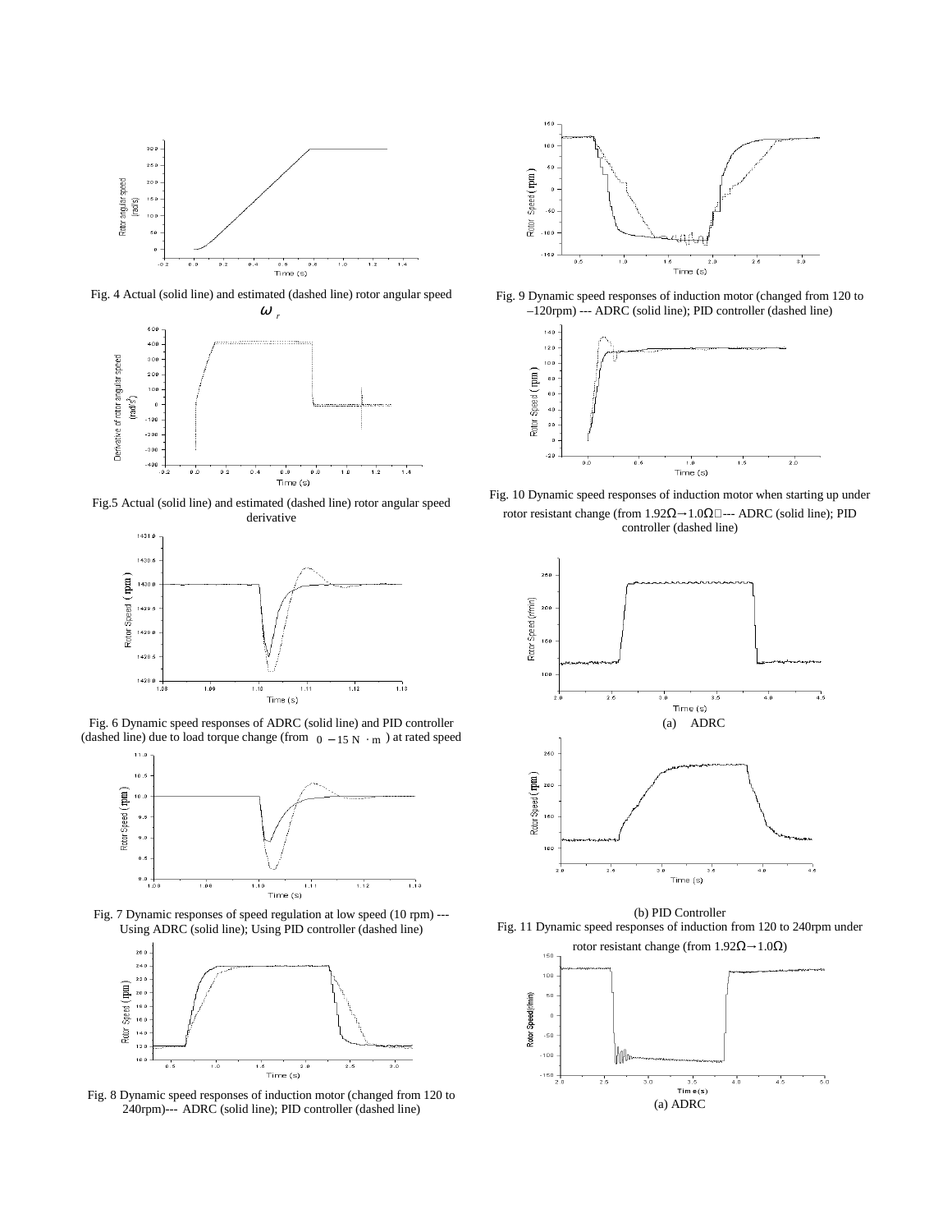Fig. 4 Actual (solid line) and estimated (dashed line) rotor angular speed $\omega_r$

Fig.5 Actual (solid line) and estimated (dashed line) rotor angular speed derivative

Fig. 6 Dynamic speed responses of ADRC (solid line) and PID controller (dashed line) due to load torque change (from $0 - 15\ N \cdot m$ ) at rated speed

Fig. 7 Dynamic responses of speed regulation at low speed (10 rpm) --- Using ADRC (solid line); Using PID controller (dashed line)

Fig. 8 Dynamic speed responses of induction motor (changed from 120 to 240rpm)--- ADRC (solid line); PID controller (dashed line)

Fig. 9 Dynamic speed responses of induction motor (changed from 120 to –120rpm) --- ADRC (solid line); PID controller (dashed line)

Fig. 10 Dynamic speed responses of induction motor when starting up under rotor resistant change (from 1.92Ω→1.0Ω）--- ADRC (solid line); PID controller (dashed line)

(a) ADRC

(b) PID Controller

Fig. 11 Dynamic speed responses of induction from 120 to 240rpm under rotor resistant change (from 1.92Ω→1.0Ω)

(a) ADRC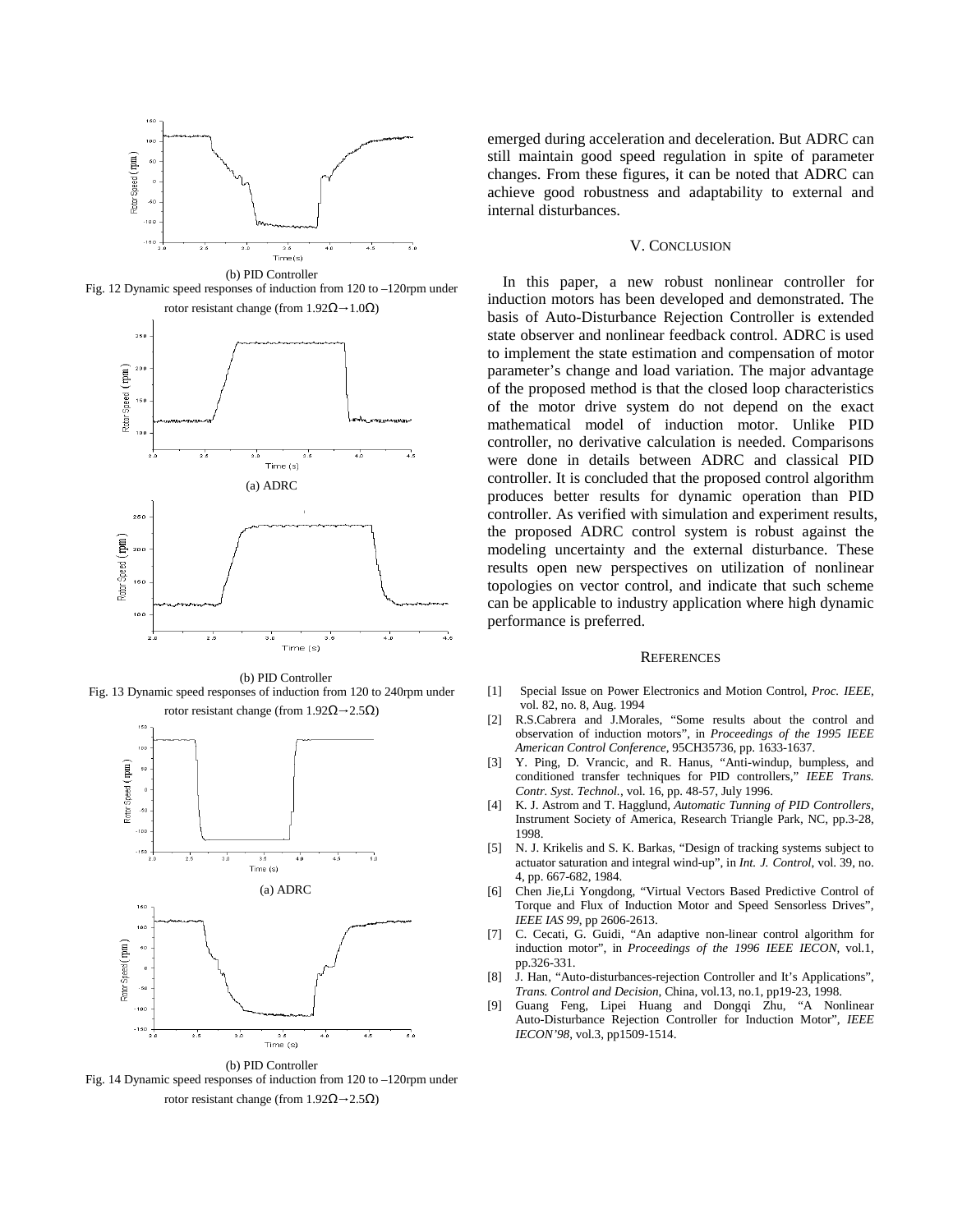Rotor Speed (rpm)
Time(s)

(b) PID Controller

Fig. 12 Dynamic speed responses of induction from 120 to –120rpm under rotor resistant change (from 1.92Ω→1.0Ω)

Rotor Speed (rpm)
Time (s)

(a) ADRC

Rotor Speed (rpm)
Time (s)

(b) PID Controller

Fig. 13 Dynamic speed responses of induction from 120 to 240rpm under rotor resistant change (from 1.92Ω→2.5Ω)

Rotor Speed (rpm)
Time (s)

(a) ADRC

Rotor Speed (rpm)
Time (s)

(b) PID Controller

Fig. 14 Dynamic speed responses of induction from 120 to –120rpm under rotor resistant change (from 1.92Ω→2.5Ω)

emerged during acceleration and deceleration. But ADRC can still maintain good speed regulation in spite of parameter changes. From these figures, it can be noted that ADRC can achieve good robustness and adaptability to external and internal disturbances.

## V. Conclusion

In this paper, a new robust nonlinear controller for induction motors has been developed and demonstrated. The basis of Auto-Disturbance Rejection Controller is extended state observer and nonlinear feedback control. ADRC is used to implement the state estimation and compensation of motor parameter's change and load variation. The major advantage of the proposed method is that the closed loop characteristics of the motor drive system do not depend on the exact mathematical model of induction motor. Unlike PID controller, no derivative calculation is needed. Comparisons were done in details between ADRC and classical PID controller. It is concluded that the proposed control algorithm produces better results for dynamic operation than PID controller. As verified with simulation and experiment results, the proposed ADRC control system is robust against the modeling uncertainty and the external disturbance. These results open new perspectives on utilization of nonlinear topologies on vector control, and indicate that such scheme can be applicable to industry application where high dynamic performance is preferred.

## References

[1] Special Issue on Power Electronics and Motion Control, *Proc. IEEE*, vol. 82, no. 8, Aug. 1994

[2] R.S.Cabrera and J.Morales, "Some results about the control and observation of induction motors", in *Proceedings of the 1995 IEEE American Control Conference*, 95CH35736, pp. 1633-1637.

[3] Y. Ping, D. Vrancic, and R. Hanus, "Anti-windup, bumpless, and conditioned transfer techniques for PID controllers," *IEEE Trans. Contr. Syst. Technol.*, vol. 16, pp. 48-57, July 1996.

[4] K. J. Astrom and T. Hagglund, *Automatic Tunning of PID Controllers*, Instrument Society of America, Research Triangle Park, NC, pp.3-28, 1998.

[5] N. J. Krikelis and S. K. Barkas, "Design of tracking systems subject to actuator saturation and integral wind-up", in *Int. J. Control*, vol. 39, no. 4, pp. 667-682, 1984.

[6] Chen Jie,Li Yongdong, "Virtual Vectors Based Predictive Control of Torque and Flux of Induction Motor and Speed Sensorless Drives", *IEEE IAS 99*, pp 2606-2613.

[7] C. Cecati, G. Guidi, "An adaptive non-linear control algorithm for induction motor", in *Proceedings of the 1996 IEEE IECON*, vol.1, pp.326-331.

[8] J. Han, "Auto-disturbances-rejection Controller and It's Applications", *Trans. Control and Decision*, China, vol.13, no.1, pp19-23, 1998.

[9] Guang Feng, Lipei Huang and Dongqi Zhu, "A Nonlinear Auto-Disturbance Rejection Controller for Induction Motor", *IEEE IECON'98*, vol.3, pp1509-1514.